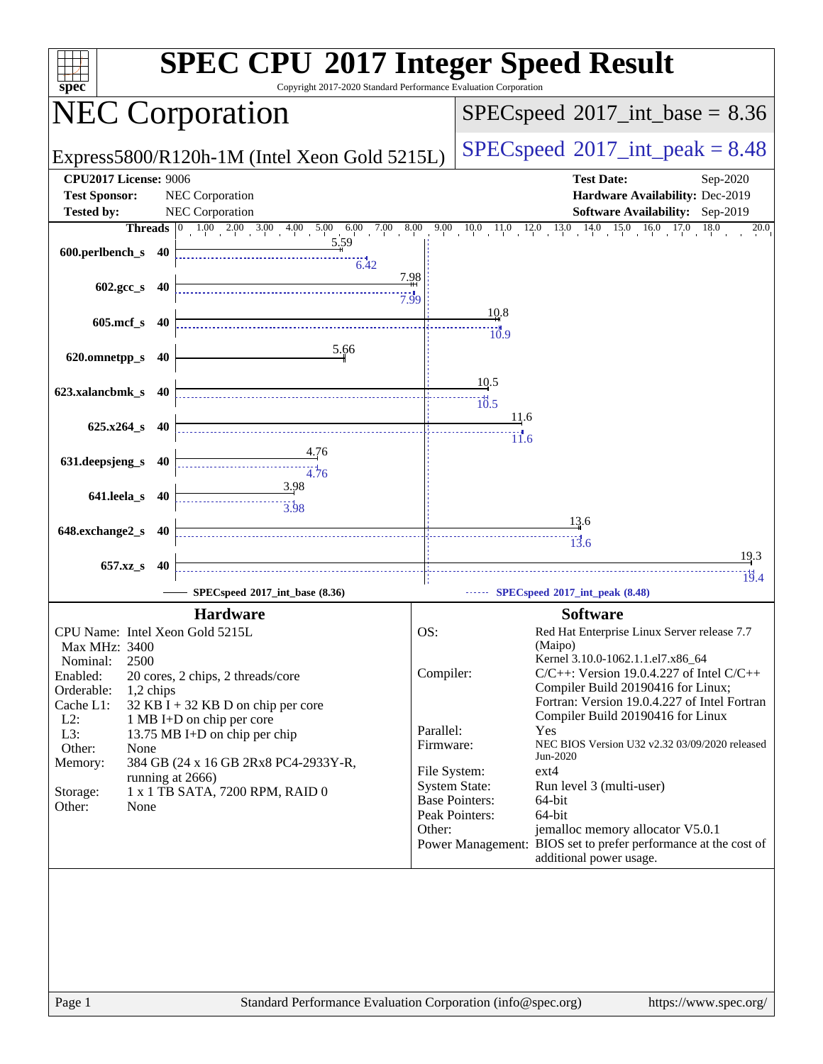# SPEC CPU 2017 Integer Speed Result

Copyright 2017-2020 Standard Performance Evaluation Corporation

## NEC Corporation

Express5800/R120h-1M (Intel Xeon Gold 5215L)

SPECspeed 2017_int_base = 8.36

SPECspeed 2017_int_peak = 8.48

**CPU2017 License:** 9006
**Test Sponsor:** NEC Corporation
**Tested by:** NEC Corporation

**Test Date:** Sep-2020
**Hardware Availability:** Dec-2019
**Software Availability:** Sep-2019

| Benchmark | Threads | Base | Peak |
|---|---|---|---|
| 600.perlbench_s | 40 | 5.59 | 6.42 |
| 602.gcc_s | 40 | 7.98 | 7.99 |
| 605.mcf_s | 40 | 10.8 | 10.9 |
| 620.omnetpp_s | 40 | 5.66 | |
| 623.xalancbmk_s | 40 | 10.5 | 10.5 |
| 625.x264_s | 40 | 11.6 | 11.6 |
| 631.deepsjeng_s | 40 | 4.76 | 4.76 |
| 641.leela_s | 40 | 3.98 | 3.98 |
| 648.exchange2_s | 40 | 13.6 | 13.6 |
| 657.xz_s | 40 | 19.3 | 19.4 |

SPECspeed 2017_int_base (8.36) — SPECspeed 2017_int_peak (8.48)

### Hardware

- CPU Name: Intel Xeon Gold 5215L
- Max MHz: 3400
- Nominal: 2500
- Enabled: 20 cores, 2 chips, 2 threads/core
- Orderable: 1,2 chips
- Cache L1: 32 KB I + 32 KB D on chip per core
- L2: 1 MB I+D on chip per core
- L3: 13.75 MB I+D on chip per chip
- Other: None
- Memory: 384 GB (24 x 16 GB 2Rx8 PC4-2933Y-R, running at 2666)
- Storage: 1 x 1 TB SATA, 7200 RPM, RAID 0
- Other: None

### Software

- OS: Red Hat Enterprise Linux Server release 7.7 (Maipo) Kernel 3.10.0-1062.1.1.el7.x86_64
- Compiler: C/C++: Version 19.0.4.227 of Intel C/C++ Compiler Build 20190416 for Linux; Fortran: Version 19.0.4.227 of Intel Fortran Compiler Build 20190416 for Linux
- Parallel: Yes
- Firmware: NEC BIOS Version U32 v2.32 03/09/2020 released Jun-2020
- File System: ext4
- System State: Run level 3 (multi-user)
- Base Pointers: 64-bit
- Peak Pointers: 64-bit
- Other: jemalloc memory allocator V5.0.1
- Power Management: BIOS set to prefer performance at the cost of additional power usage.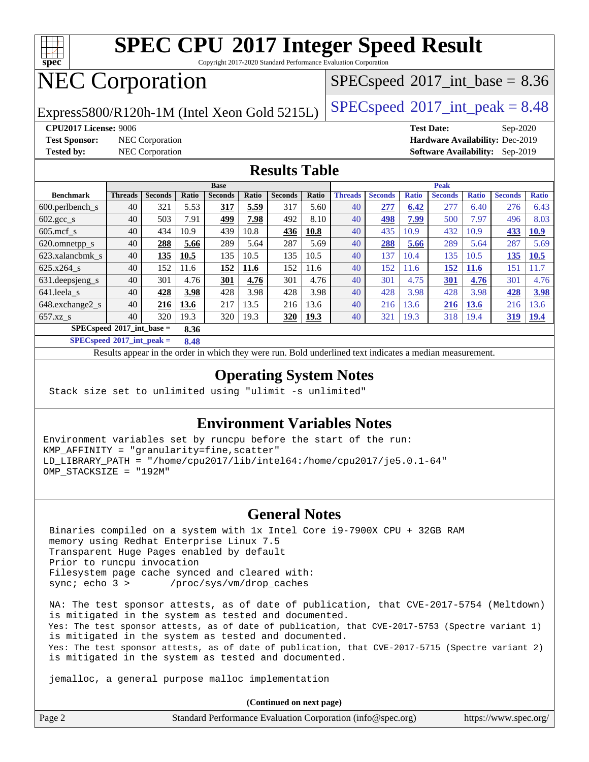# SPEC CPU 2017 Integer Speed Result

Copyright 2017-2020 Standard Performance Evaluation Corporation

# NEC Corporation

Express5800/R120h-1M (Intel Xeon Gold 5215L)

SPECspeed 2017_int_base = 8.36

SPECspeed 2017_int_peak = 8.48

**CPU2017 License:** 9006
**Test Sponsor:** NEC Corporation
**Tested by:** NEC Corporation
**Test Date:** Sep-2020
**Hardware Availability:** Dec-2019
**Software Availability:** Sep-2019

## Results Table

| Benchmark | Base | | | | | | | Peak | | | | | | |
|---|---|---|---|---|---|---|---|---|---|---|---|---|---|---|
| | Threads | Seconds | Ratio | Seconds | Ratio | Seconds | Ratio | Threads | Seconds | Ratio | Seconds | Ratio | Seconds | Ratio |
| 600.perlbench_s | 40 | 321 | 5.53 | **317** | **5.59** | 317 | 5.60 | 40 | **277** | **6.42** | 277 | 6.40 | 276 | 6.43 |
| 602.gcc_s | 40 | 503 | 7.91 | **499** | **7.98** | 492 | 8.10 | 40 | **498** | **7.99** | 500 | 7.97 | 496 | 8.03 |
| 605.mcf_s | 40 | 434 | 10.9 | 439 | 10.8 | **436** | **10.8** | 40 | 435 | 10.9 | 432 | 10.9 | **433** | **10.9** |
| 620.omnetpp_s | 40 | **288** | **5.66** | 289 | 5.64 | 287 | 5.69 | 40 | **288** | **5.66** | 289 | 5.64 | 287 | 5.69 |
| 623.xalancbmk_s | 40 | **135** | **10.5** | 135 | 10.5 | 135 | 10.5 | 40 | 137 | 10.4 | 135 | 10.5 | **135** | **10.5** |
| 625.x264_s | 40 | 152 | 11.6 | **152** | **11.6** | 152 | 11.6 | 40 | 152 | 11.6 | **152** | **11.6** | 151 | 11.7 |
| 631.deepsjeng_s | 40 | 301 | 4.76 | **301** | **4.76** | 301 | 4.76 | 40 | 301 | 4.75 | **301** | **4.76** | 301 | 4.76 |
| 641.leela_s | 40 | **428** | **3.98** | 428 | 3.98 | 428 | 3.98 | 40 | 428 | 3.98 | 428 | 3.98 | **428** | **3.98** |
| 648.exchange2_s | 40 | **216** | **13.6** | 217 | 13.5 | 216 | 13.6 | 40 | 216 | 13.6 | **216** | **13.6** | 216 | 13.6 |
| 657.xz_s | 40 | 320 | 19.3 | 320 | 19.3 | **320** | **19.3** | 40 | 321 | 19.3 | 318 | 19.4 | **319** | **19.4** |

**SPECspeed 2017_int_base = 8.36**

**SPECspeed 2017_int_peak = 8.48**

Results appear in the order in which they were run. Bold underlined text indicates a median measurement.

## Operating System Notes

```
Stack size set to unlimited using "ulimit -s unlimited"
```

## Environment Variables Notes

```
Environment variables set by runcpu before the start of the run:
KMP_AFFINITY = "granularity=fine,scatter"
LD_LIBRARY_PATH = "/home/cpu2017/lib/intel64:/home/cpu2017/je5.0.1-64"
OMP_STACKSIZE = "192M"
```

## General Notes

```
Binaries compiled on a system with 1x Intel Core i9-7900X CPU + 32GB RAM
memory using Redhat Enterprise Linux 7.5
Transparent Huge Pages enabled by default
Prior to runcpu invocation
Filesystem page cache synced and cleared with:
sync; echo 3 >       /proc/sys/vm/drop_caches

NA: The test sponsor attests, as of date of publication, that CVE-2017-5754 (Meltdown)
is mitigated in the system as tested and documented.
Yes: The test sponsor attests, as of date of publication, that CVE-2017-5753 (Spectre variant 1)
is mitigated in the system as tested and documented.
Yes: The test sponsor attests, as of date of publication, that CVE-2017-5715 (Spectre variant 2)
is mitigated in the system as tested and documented.

jemalloc, a general purpose malloc implementation
```

**(Continued on next page)**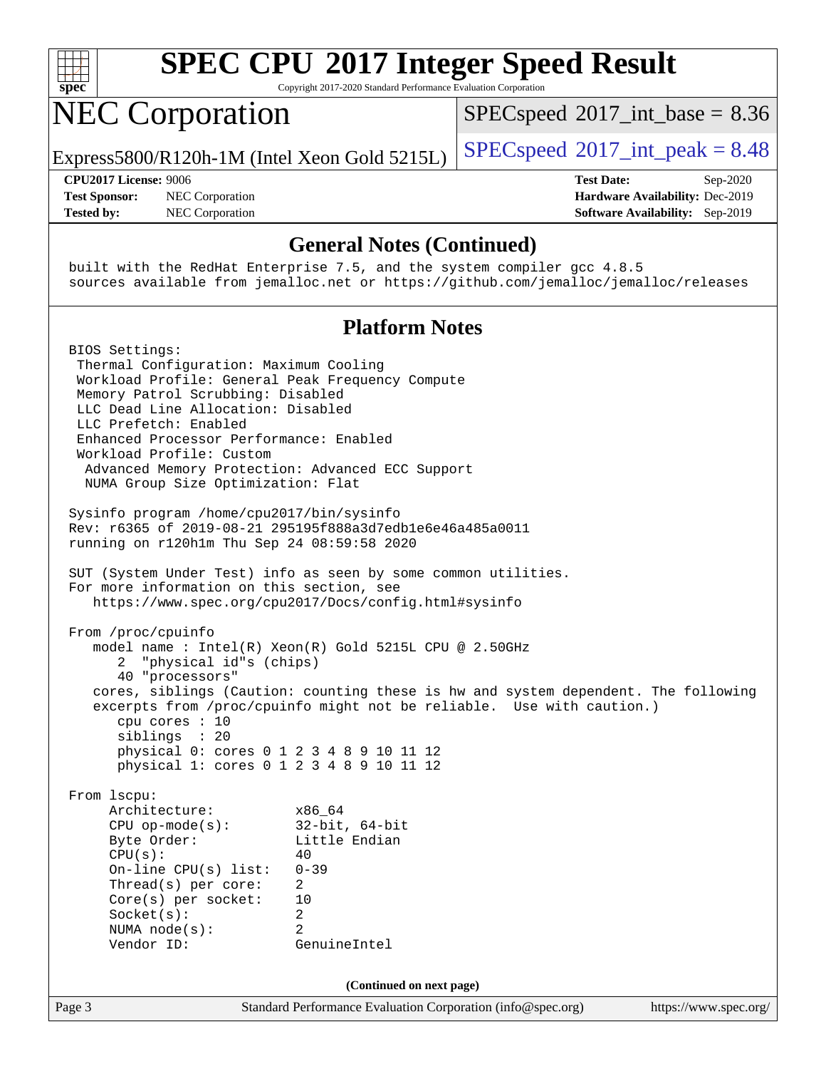# SPEC CPU 2017 Integer Speed Result

Copyright 2017-2020 Standard Performance Evaluation Corporation

# NEC Corporation

Express5800/R120h-1M (Intel Xeon Gold 5215L)

SPECspeed 2017_int_base = 8.36

SPECspeed 2017_int_peak = 8.48

**CPU2017 License:** 9006
**Test Sponsor:** NEC Corporation
**Tested by:** NEC Corporation

**Test Date:** Sep-2020
**Hardware Availability:** Dec-2019
**Software Availability:** Sep-2019

## General Notes (Continued)

```
built with the RedHat Enterprise 7.5, and the system compiler gcc 4.8.5
sources available from jemalloc.net or https://github.com/jemalloc/jemalloc/releases
```

## Platform Notes

```
BIOS Settings:
 Thermal Configuration: Maximum Cooling
 Workload Profile: General Peak Frequency Compute
 Memory Patrol Scrubbing: Disabled
 LLC Dead Line Allocation: Disabled
 LLC Prefetch: Enabled
 Enhanced Processor Performance: Enabled
 Workload Profile: Custom
  Advanced Memory Protection: Advanced ECC Support
  NUMA Group Size Optimization: Flat

Sysinfo program /home/cpu2017/bin/sysinfo
Rev: r6365 of 2019-08-21 295195f888a3d7edb1e6e46a485a0011
running on r120h1m Thu Sep 24 08:59:58 2020

SUT (System Under Test) info as seen by some common utilities.
For more information on this section, see
   https://www.spec.org/cpu2017/Docs/config.html#sysinfo

From /proc/cpuinfo
   model name : Intel(R) Xeon(R) Gold 5215L CPU @ 2.50GHz
      2  "physical id"s (chips)
      40 "processors"
   cores, siblings (Caution: counting these is hw and system dependent. The following
   excerpts from /proc/cpuinfo might not be reliable.  Use with caution.)
      cpu cores : 10
      siblings  : 20
      physical 0: cores 0 1 2 3 4 8 9 10 11 12
      physical 1: cores 0 1 2 3 4 8 9 10 11 12

From lscpu:
     Architecture:          x86_64
     CPU op-mode(s):        32-bit, 64-bit
     Byte Order:            Little Endian
     CPU(s):                40
     On-line CPU(s) list:   0-39
     Thread(s) per core:    2
     Core(s) per socket:    10
     Socket(s):             2
     NUMA node(s):          2
     Vendor ID:             GenuineIntel
```

(Continued on next page)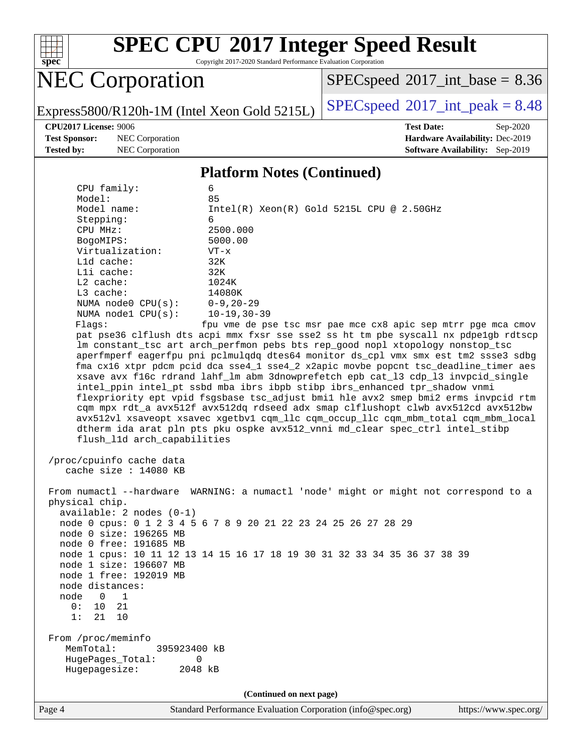## Platform Notes (Continued)

```
      CPU family:          6
      Model:               85
      Model name:          Intel(R) Xeon(R) Gold 5215L CPU @ 2.50GHz
      Stepping:            6
      CPU MHz:             2500.000
      BogoMIPS:            5000.00
      Virtualization:      VT-x
      L1d cache:           32K
      L1i cache:           32K
      L2 cache:            1024K
      L3 cache:            14080K
      NUMA node0 CPU(s):   0-9,20-29
      NUMA node1 CPU(s):   10-19,30-39
      Flags:               fpu vme de pse tsc msr pae mce cx8 apic sep mtrr pge mca cmov
      pat pse36 clflush dts acpi mmx fxsr sse sse2 ss ht tm pbe syscall nx pdpe1gb rdtscp
      lm constant_tsc art arch_perfmon pebs bts rep_good nopl xtopology nonstop_tsc
      aperfmperf eagerfpu pni pclmulqdq dtes64 monitor ds_cpl vmx smx est tm2 ssse3 sdbg
      fma cx16 xtpr pdcm pcid dca sse4_1 sse4_2 x2apic movbe popcnt tsc_deadline_timer aes
      xsave avx f16c rdrand lahf_lm abm 3dnowprefetch epb cat_l3 cdp_l3 invpcid_single
      intel_ppin intel_pt ssbd mba ibrs ibpb stibp ibrs_enhanced tpr_shadow vnmi
      flexpriority ept vpid fsgsbase tsc_adjust bmi1 hle avx2 smep bmi2 erms invpcid rtm
      cqm mpx rdt_a avx512f avx512dq rdseed adx smap clflushopt clwb avx512cd avx512bw
      avx512vl xsaveopt xsavec xgetbv1 cqm_llc cqm_occup_llc cqm_mbm_total cqm_mbm_local
      dtherm ida arat pln pts pku ospke avx512_vnni md_clear spec_ctrl intel_stibp
      flush_l1d arch_capabilities

 /proc/cpuinfo cache data
    cache size : 14080 KB

 From numactl --hardware  WARNING: a numactl 'node' might or might not correspond to a
 physical chip.
   available: 2 nodes (0-1)
   node 0 cpus: 0 1 2 3 4 5 6 7 8 9 20 21 22 23 24 25 26 27 28 29
   node 0 size: 196265 MB
   node 0 free: 191685 MB
   node 1 cpus: 10 11 12 13 14 15 16 17 18 19 30 31 32 33 34 35 36 37 38 39
   node 1 size: 196607 MB
   node 1 free: 192019 MB
   node distances:
   node   0   1
     0:  10  21
     1:  21  10

 From /proc/meminfo
    MemTotal:       395923400 kB
    HugePages_Total:       0
    Hugepagesize:       2048 kB
```

(Continued on next page)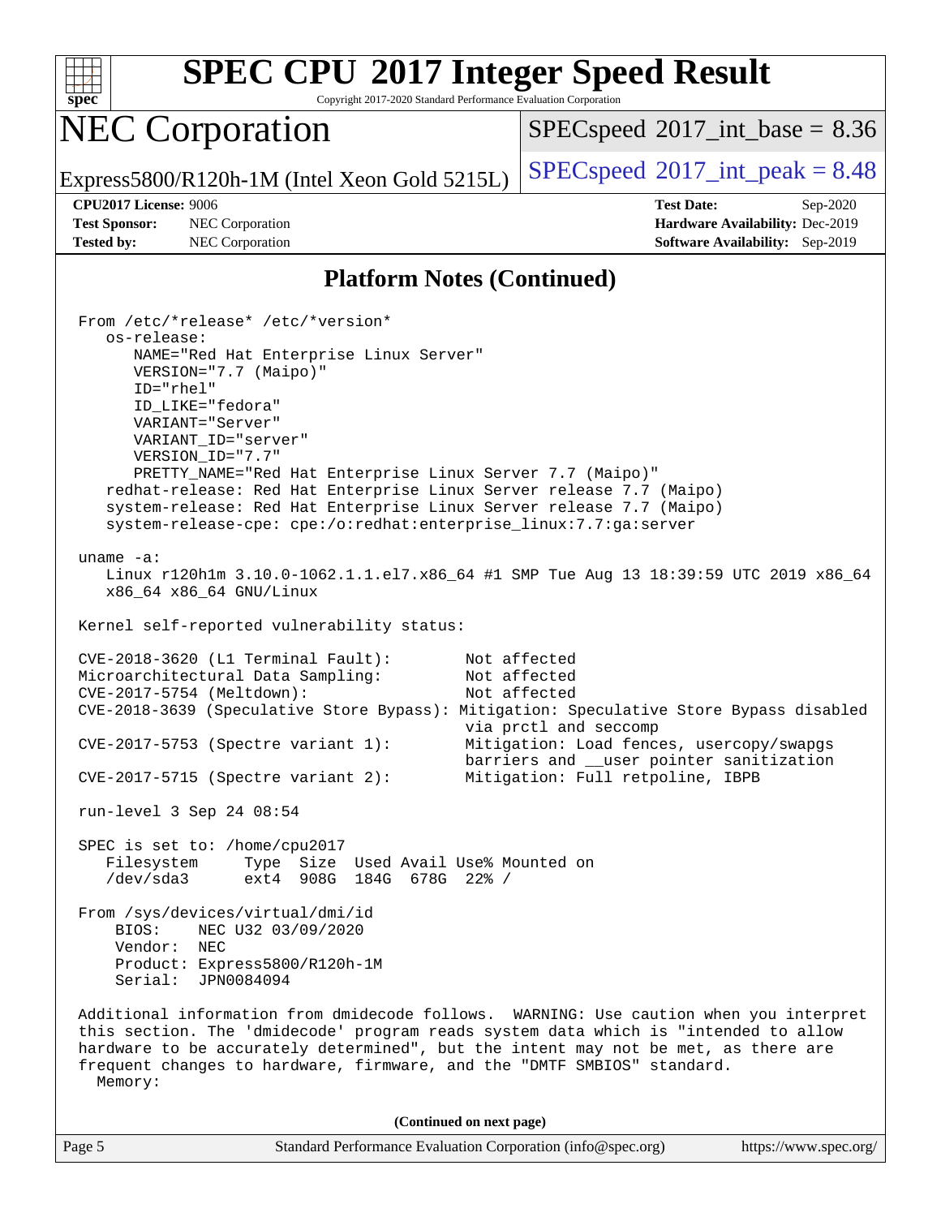# SPEC CPU 2017 Integer Speed Result

Copyright 2017-2020 Standard Performance Evaluation Corporation

## NEC Corporation

Express5800/R120h-1M (Intel Xeon Gold 5215L)

SPECspeed 2017_int_base = 8.36

SPECspeed 2017_int_peak = 8.48

**CPU2017 License:** 9006
**Test Sponsor:** NEC Corporation
**Tested by:** NEC Corporation

**Test Date:** Sep-2020
**Hardware Availability:** Dec-2019
**Software Availability:** Sep-2019

### Platform Notes (Continued)

```
From /etc/*release* /etc/*version*
   os-release:
      NAME="Red Hat Enterprise Linux Server"
      VERSION="7.7 (Maipo)"
      ID="rhel"
      ID_LIKE="fedora"
      VARIANT="Server"
      VARIANT_ID="server"
      VERSION_ID="7.7"
      PRETTY_NAME="Red Hat Enterprise Linux Server 7.7 (Maipo)"
   redhat-release: Red Hat Enterprise Linux Server release 7.7 (Maipo)
   system-release: Red Hat Enterprise Linux Server release 7.7 (Maipo)
   system-release-cpe: cpe:/o:redhat:enterprise_linux:7.7:ga:server

uname -a:
   Linux r120h1m 3.10.0-1062.1.1.el7.x86_64 #1 SMP Tue Aug 13 18:39:59 UTC 2019 x86_64
   x86_64 x86_64 GNU/Linux

Kernel self-reported vulnerability status:

CVE-2018-3620 (L1 Terminal Fault):        Not affected
Microarchitectural Data Sampling:         Not affected
CVE-2017-5754 (Meltdown):                 Not affected
CVE-2018-3639 (Speculative Store Bypass): Mitigation: Speculative Store Bypass disabled
                                          via prctl and seccomp
CVE-2017-5753 (Spectre variant 1):        Mitigation: Load fences, usercopy/swapgs
                                          barriers and __user pointer sanitization
CVE-2017-5715 (Spectre variant 2):        Mitigation: Full retpoline, IBPB

run-level 3 Sep 24 08:54

SPEC is set to: /home/cpu2017
   Filesystem     Type  Size  Used Avail Use% Mounted on
   /dev/sda3      ext4  908G  184G  678G  22% /

From /sys/devices/virtual/dmi/id
    BIOS:    NEC U32 03/09/2020
    Vendor:  NEC
    Product: Express5800/R120h-1M
    Serial:  JPN0084094

Additional information from dmidecode follows.  WARNING: Use caution when you interpret
this section. The 'dmidecode' program reads system data which is "intended to allow
hardware to be accurately determined", but the intent may not be met, as there are
frequent changes to hardware, firmware, and the "DMTF SMBIOS" standard.
  Memory:
```

**(Continued on next page)**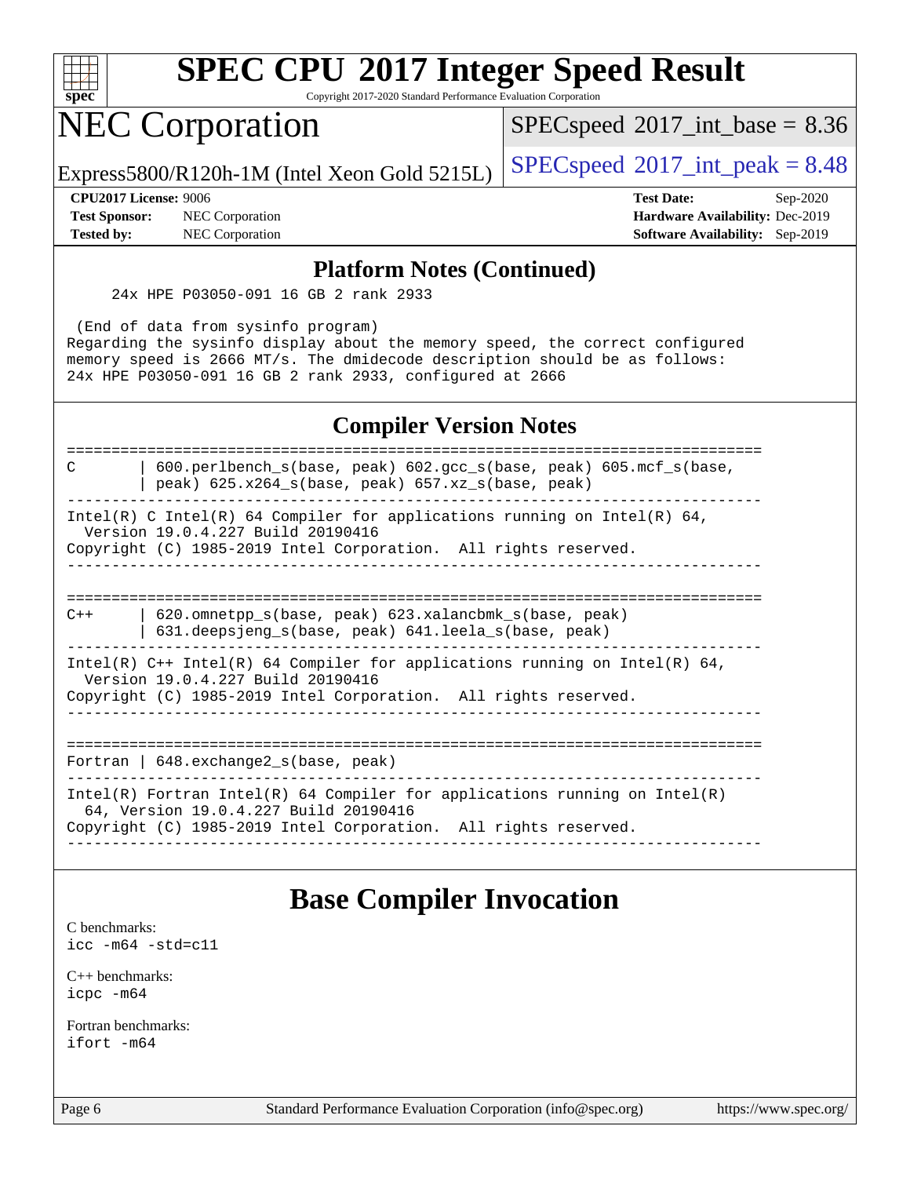## Platform Notes (Continued)

```
     24x HPE P03050-091 16 GB 2 rank 2933

 (End of data from sysinfo program)
Regarding the sysinfo display about the memory speed, the correct configured
memory speed is 2666 MT/s. The dmidecode description should be as follows:
24x HPE P03050-091 16 GB 2 rank 2933, configured at 2666
```

## Compiler Version Notes

```
==============================================================================
C       | 600.perlbench_s(base, peak) 602.gcc_s(base, peak) 605.mcf_s(base,
        | peak) 625.x264_s(base, peak) 657.xz_s(base, peak)
------------------------------------------------------------------------------
Intel(R) C Intel(R) 64 Compiler for applications running on Intel(R) 64,
  Version 19.0.4.227 Build 20190416
Copyright (C) 1985-2019 Intel Corporation.  All rights reserved.
------------------------------------------------------------------------------

==============================================================================
C++     | 620.omnetpp_s(base, peak) 623.xalancbmk_s(base, peak)
        | 631.deepsjeng_s(base, peak) 641.leela_s(base, peak)
------------------------------------------------------------------------------
Intel(R) C++ Intel(R) 64 Compiler for applications running on Intel(R) 64,
  Version 19.0.4.227 Build 20190416
Copyright (C) 1985-2019 Intel Corporation.  All rights reserved.
------------------------------------------------------------------------------

==============================================================================
Fortran | 648.exchange2_s(base, peak)
------------------------------------------------------------------------------
Intel(R) Fortran Intel(R) 64 Compiler for applications running on Intel(R)
  64, Version 19.0.4.227 Build 20190416
Copyright (C) 1985-2019 Intel Corporation.  All rights reserved.
------------------------------------------------------------------------------
```

# Base Compiler Invocation

C benchmarks:
`icc -m64 -std=c11`

C++ benchmarks:
`icpc -m64`

Fortran benchmarks:
`ifort -m64`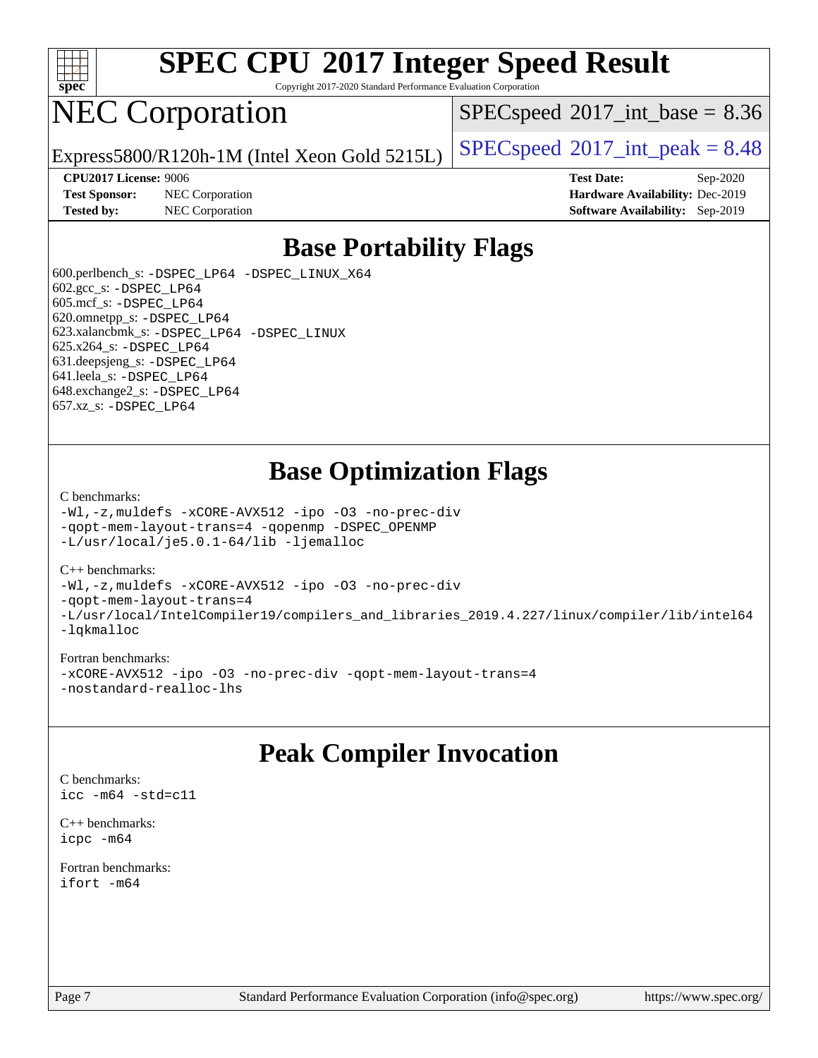# SPEC CPU 2017 Integer Speed Result

Copyright 2017-2020 Standard Performance Evaluation Corporation

# NEC Corporation

Express5800/R120h-1M (Intel Xeon Gold 5215L)

SPECspeed 2017_int_base = 8.36

SPECspeed 2017_int_peak = 8.48

**CPU2017 License:** 9006
**Test Sponsor:** NEC Corporation
**Tested by:** NEC Corporation

**Test Date:** Sep-2020
**Hardware Availability:** Dec-2019
**Software Availability:** Sep-2019

## Base Portability Flags

600.perlbench_s: -DSPEC_LP64 -DSPEC_LINUX_X64
602.gcc_s: -DSPEC_LP64
605.mcf_s: -DSPEC_LP64
620.omnetpp_s: -DSPEC_LP64
623.xalancbmk_s: -DSPEC_LP64 -DSPEC_LINUX
625.x264_s: -DSPEC_LP64
631.deepsjeng_s: -DSPEC_LP64
641.leela_s: -DSPEC_LP64
648.exchange2_s: -DSPEC_LP64
657.xz_s: -DSPEC_LP64

## Base Optimization Flags

C benchmarks:

```
-Wl,-z,muldefs -xCORE-AVX512 -ipo -O3 -no-prec-div
-qopt-mem-layout-trans=4 -qopenmp -DSPEC_OPENMP
-L/usr/local/je5.0.1-64/lib -ljemalloc
```

C++ benchmarks:

```
-Wl,-z,muldefs -xCORE-AVX512 -ipo -O3 -no-prec-div
-qopt-mem-layout-trans=4
-L/usr/local/IntelCompiler19/compilers_and_libraries_2019.4.227/linux/compiler/lib/intel64
-lqkmalloc
```

Fortran benchmarks:

```
-xCORE-AVX512 -ipo -O3 -no-prec-div -qopt-mem-layout-trans=4
-nostandard-realloc-lhs
```

## Peak Compiler Invocation

C benchmarks:

```
icc -m64 -std=c11
```

C++ benchmarks:

```
icpc -m64
```

Fortran benchmarks:

```
ifort -m64
```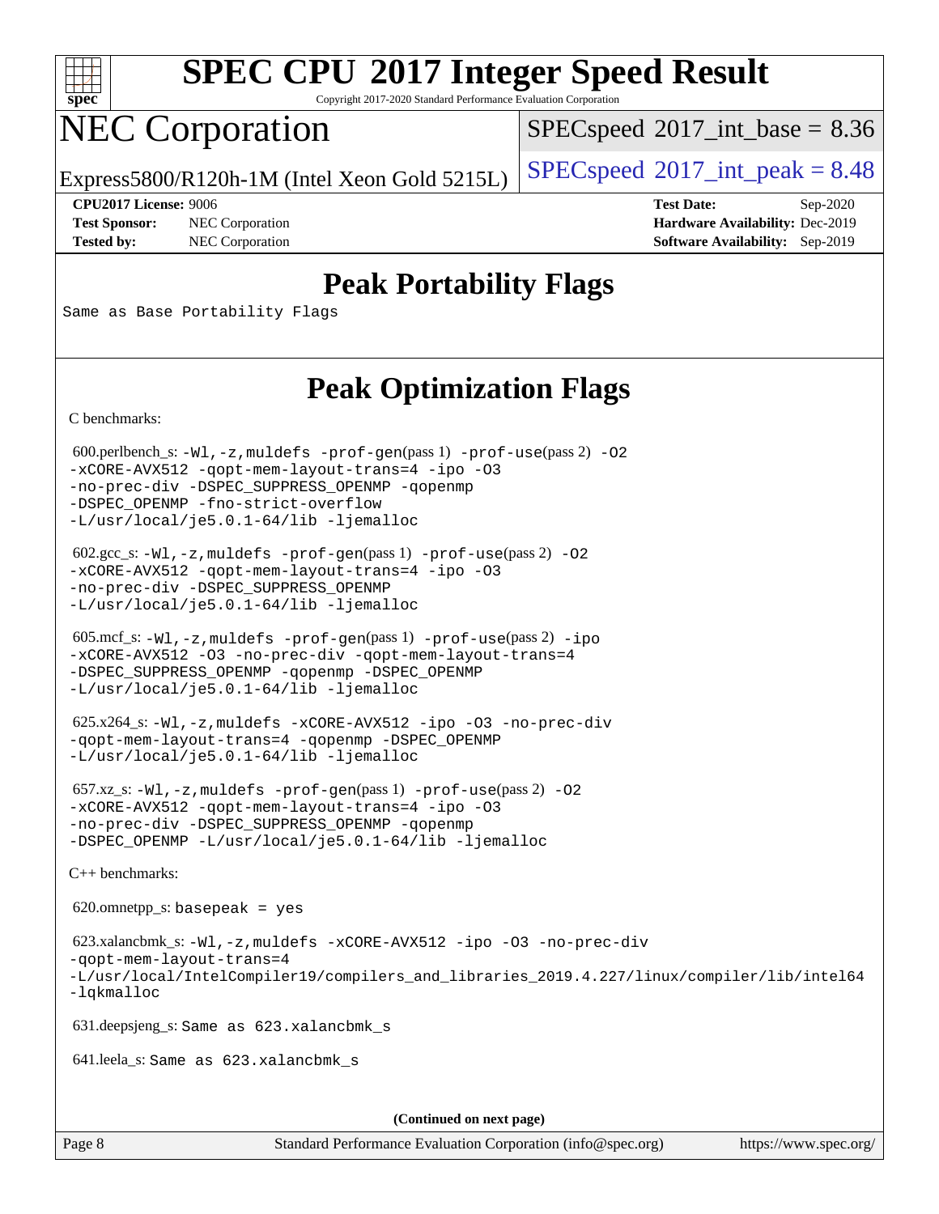## Peak Portability Flags

Same as Base Portability Flags

## Peak Optimization Flags

C benchmarks:

600.perlbench_s: -Wl,-z,muldefs -prof-gen(pass 1) -prof-use(pass 2) -O2 -xCORE-AVX512 -qopt-mem-layout-trans=4 -ipo -O3 -no-prec-div -DSPEC_SUPPRESS_OPENMP -qopenmp -DSPEC_OPENMP -fno-strict-overflow -L/usr/local/je5.0.1-64/lib -ljemalloc

602.gcc_s: -Wl,-z,muldefs -prof-gen(pass 1) -prof-use(pass 2) -O2 -xCORE-AVX512 -qopt-mem-layout-trans=4 -ipo -O3 -no-prec-div -DSPEC_SUPPRESS_OPENMP -L/usr/local/je5.0.1-64/lib -ljemalloc

605.mcf_s: -Wl,-z,muldefs -prof-gen(pass 1) -prof-use(pass 2) -ipo -xCORE-AVX512 -O3 -no-prec-div -qopt-mem-layout-trans=4 -DSPEC_SUPPRESS_OPENMP -qopenmp -DSPEC_OPENMP -L/usr/local/je5.0.1-64/lib -ljemalloc

625.x264_s: -Wl,-z,muldefs -xCORE-AVX512 -ipo -O3 -no-prec-div -qopt-mem-layout-trans=4 -qopenmp -DSPEC_OPENMP -L/usr/local/je5.0.1-64/lib -ljemalloc

657.xz_s: -Wl,-z,muldefs -prof-gen(pass 1) -prof-use(pass 2) -O2 -xCORE-AVX512 -qopt-mem-layout-trans=4 -ipo -O3 -no-prec-div -DSPEC_SUPPRESS_OPENMP -qopenmp -DSPEC_OPENMP -L/usr/local/je5.0.1-64/lib -ljemalloc

C++ benchmarks:

620.omnetpp_s: basepeak = yes

623.xalancbmk_s: -Wl,-z,muldefs -xCORE-AVX512 -ipo -O3 -no-prec-div -qopt-mem-layout-trans=4 -L/usr/local/IntelCompiler19/compilers_and_libraries_2019.4.227/linux/compiler/lib/intel64 -lqkmalloc

631.deepsjeng_s: Same as 623.xalancbmk_s

641.leela_s: Same as 623.xalancbmk_s

(Continued on next page)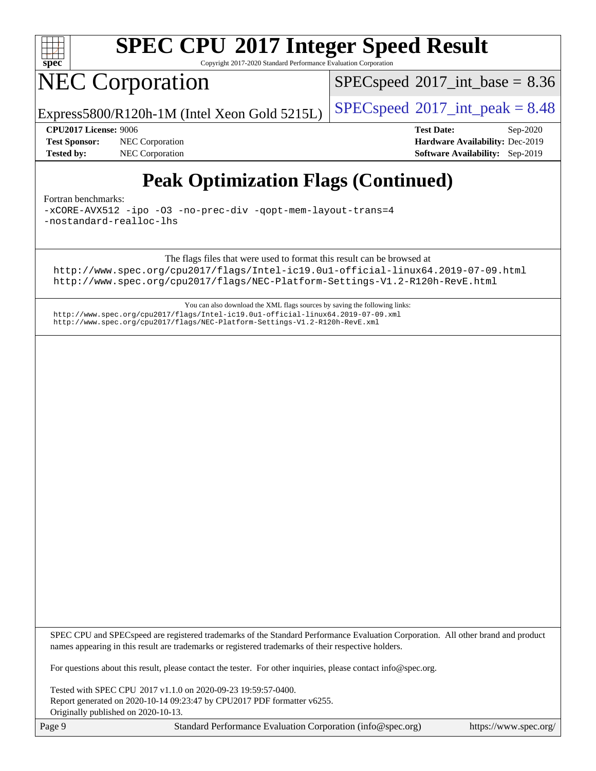# Peak Optimization Flags (Continued)

Fortran benchmarks:

-xCORE-AVX512 -ipo -O3 -no-prec-div -qopt-mem-layout-trans=4 -nostandard-realloc-lhs

The flags files that were used to format this result can be browsed at

http://www.spec.org/cpu2017/flags/Intel-ic19.0u1-official-linux64.2019-07-09.html
http://www.spec.org/cpu2017/flags/NEC-Platform-Settings-V1.2-R120h-RevE.html

You can also download the XML flags sources by saving the following links:

http://www.spec.org/cpu2017/flags/Intel-ic19.0u1-official-linux64.2019-07-09.xml
http://www.spec.org/cpu2017/flags/NEC-Platform-Settings-V1.2-R120h-RevE.xml

SPEC CPU and SPECspeed are registered trademarks of the Standard Performance Evaluation Corporation. All other brand and product names appearing in this result are trademarks or registered trademarks of their respective holders.

For questions about this result, please contact the tester. For other inquiries, please contact info@spec.org.

Tested with SPEC CPU 2017 v1.1.0 on 2020-09-23 19:59:57-0400.
Report generated on 2020-10-14 09:23:47 by CPU2017 PDF formatter v6255.
Originally published on 2020-10-13.